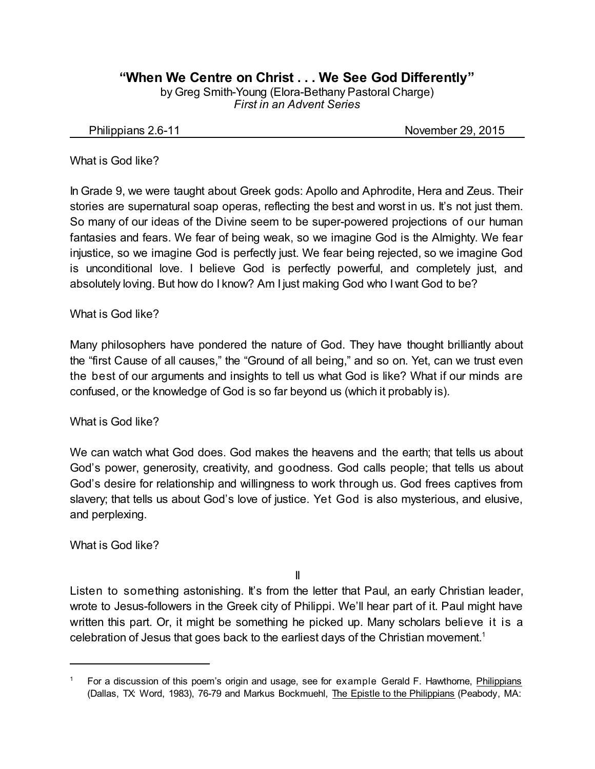# "When We Centre on Christ . . . We See God Differently"

by Greg Smith-Young (Elora-Bethany Pastoral Charge)
*First in an Advent Series*

Philippians 2.6-11 November 29, 2015

What is God like?

In Grade 9, we were taught about Greek gods: Apollo and Aphrodite, Hera and Zeus. Their stories are supernatural soap operas, reflecting the best and worst in us. It's not just them. So many of our ideas of the Divine seem to be super-powered projections of our human fantasies and fears. We fear of being weak, so we imagine God is the Almighty. We fear injustice, so we imagine God is perfectly just. We fear being rejected, so we imagine God is unconditional love. I believe God is perfectly powerful, and completely just, and absolutely loving. But how do I know? Am I just making God who I want God to be?

What is God like?

Many philosophers have pondered the nature of God. They have thought brilliantly about the "first Cause of all causes," the "Ground of all being," and so on. Yet, can we trust even the best of our arguments and insights to tell us what God is like? What if our minds are confused, or the knowledge of God is so far beyond us (which it probably is).

What is God like?

We can watch what God does. God makes the heavens and the earth; that tells us about God's power, generosity, creativity, and goodness. God calls people; that tells us about God's desire for relationship and willingness to work through us. God frees captives from slavery; that tells us about God's love of justice. Yet God is also mysterious, and elusive, and perplexing.

What is God like?

II

Listen to something astonishing. It's from the letter that Paul, an early Christian leader, wrote to Jesus-followers in the Greek city of Philippi. We'll hear part of it. Paul might have written this part. Or, it might be something he picked up. Many scholars believe it is a celebration of Jesus that goes back to the earliest days of the Christian movement.[1]

---

[1] For a discussion of this poem's origin and usage, see for example Gerald F. Hawthorne, Philippians (Dallas, TX: Word, 1983), 76-79 and Markus Bockmuehl, The Epistle to the Philippians (Peabody, MA: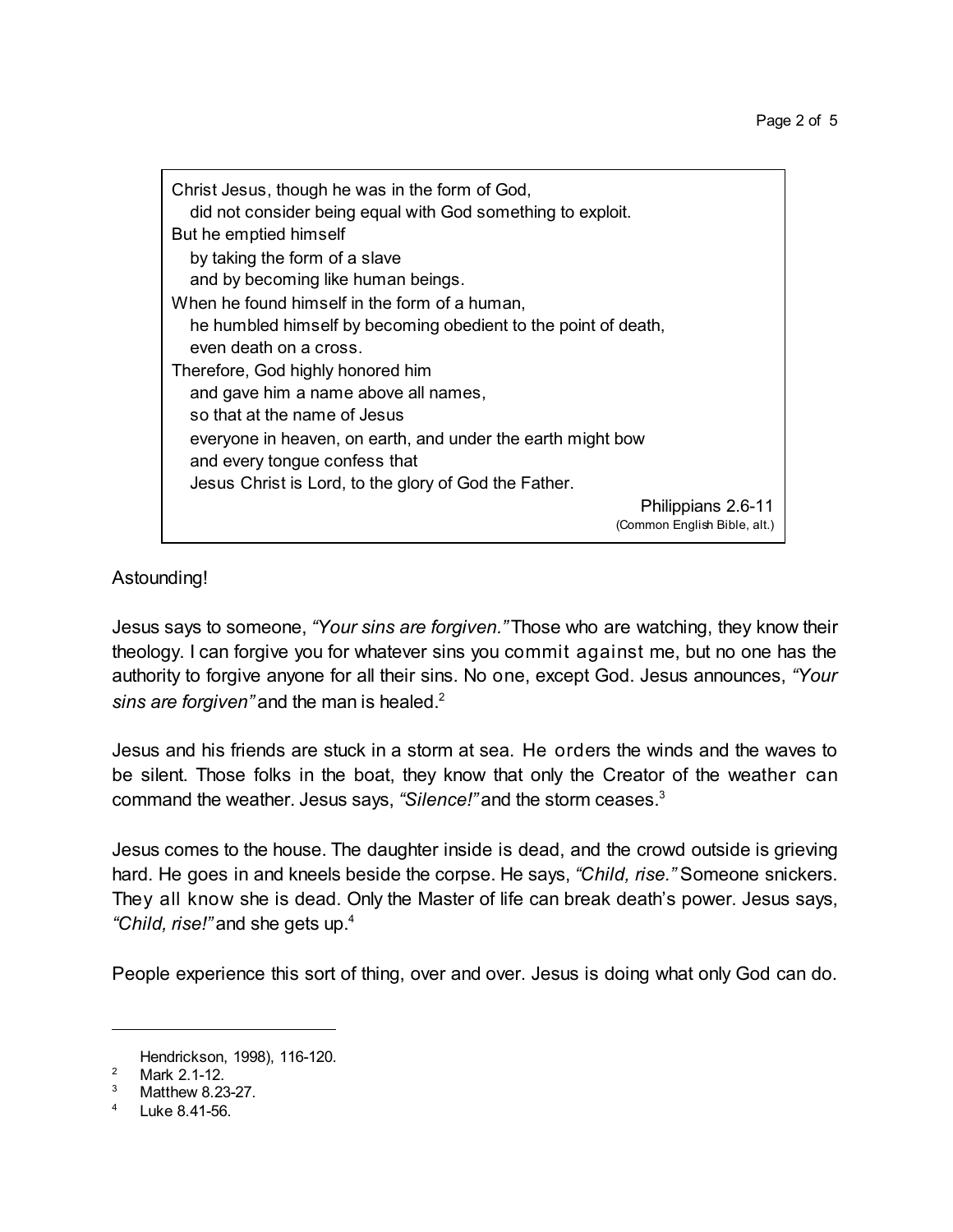> Christ Jesus, though he was in the form of God,
>   did not consider being equal with God something to exploit.
> But he emptied himself
>   by taking the form of a slave
>   and by becoming like human beings.
> When he found himself in the form of a human,
>   he humbled himself by becoming obedient to the point of death,
>   even death on a cross.
> Therefore, God highly honored him
>   and gave him a name above all names,
>   so that at the name of Jesus
>   everyone in heaven, on earth, and under the earth might bow
>   and every tongue confess that
>   Jesus Christ is Lord, to the glory of God the Father.
>
> Philippians 2.6-11
> (Common English Bible, alt.)

Astounding!

Jesus says to someone, *"Your sins are forgiven."* Those who are watching, they know their theology. I can forgive you for whatever sins you commit against me, but no one has the authority to forgive anyone for all their sins. No one, except God. Jesus announces, *"Your sins are forgiven"* and the man is healed.[2]

Jesus and his friends are stuck in a storm at sea. He orders the winds and the waves to be silent. Those folks in the boat, they know that only the Creator of the weather can command the weather. Jesus says, *"Silence!"* and the storm ceases.[3]

Jesus comes to the house. The daughter inside is dead, and the crowd outside is grieving hard. He goes in and kneels beside the corpse. He says, *"Child, rise."* Someone snickers. They all know she is dead. Only the Master of life can break death's power. Jesus says, *"Child, rise!"* and she gets up.[4]

People experience this sort of thing, over and over. Jesus is doing what only God can do.

---

Hendrickson, 1998), 116-120.

[2] Mark 2.1-12.

[3] Matthew 8.23-27.

[4] Luke 8.41-56.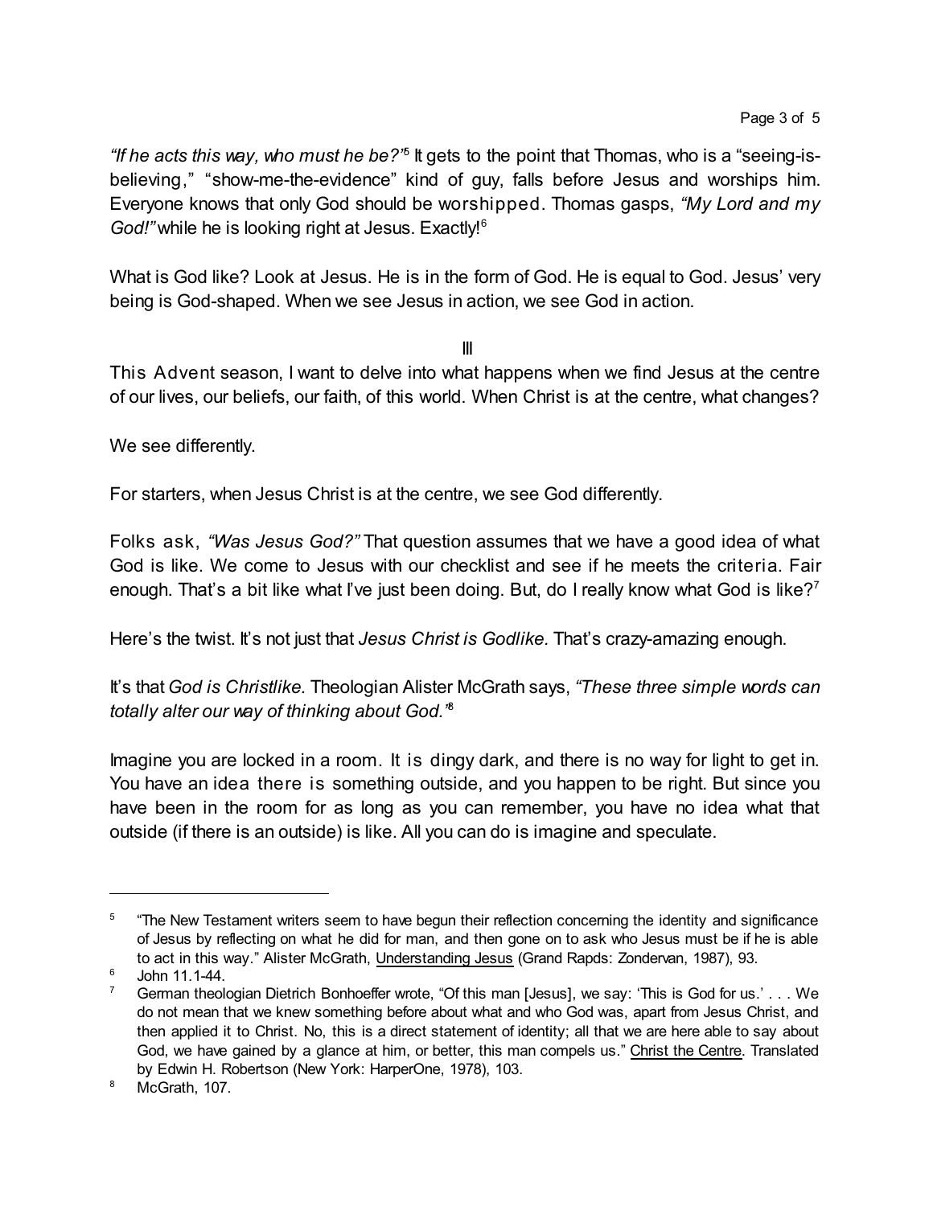*"If he acts this way, who must he be?"*[5] It gets to the point that Thomas, who is a "seeing-is-believing," "show-me-the-evidence" kind of guy, falls before Jesus and worships him. Everyone knows that only God should be worshipped. Thomas gasps, *"My Lord and my God!"* while he is looking right at Jesus. Exactly![6]

What is God like? Look at Jesus. He is in the form of God. He is equal to God. Jesus' very being is God-shaped. When we see Jesus in action, we see God in action.

## III

This Advent season, I want to delve into what happens when we find Jesus at the centre of our lives, our beliefs, our faith, of this world. When Christ is at the centre, what changes?

We see differently.

For starters, when Jesus Christ is at the centre, we see God differently.

Folks ask, *"Was Jesus God?"* That question assumes that we have a good idea of what God is like. We come to Jesus with our checklist and see if he meets the criteria. Fair enough. That's a bit like what I've just been doing. But, do I really know what God is like?[7]

Here's the twist. It's not just that *Jesus Christ is Godlike.* That's crazy-amazing enough.

It's that *God is Christlike.* Theologian Alister McGrath says, *"These three simple words can totally alter our way of thinking about God."*[8]

Imagine you are locked in a room. It is dingy dark, and there is no way for light to get in. You have an idea there is something outside, and you happen to be right. But since you have been in the room for as long as you can remember, you have no idea what that outside (if there is an outside) is like. All you can do is imagine and speculate.

---

[5] "The New Testament writers seem to have begun their reflection concerning the identity and significance of Jesus by reflecting on what he did for man, and then gone on to ask who Jesus must be if he is able to act in this way." Alister McGrath, Understanding Jesus (Grand Rapds: Zondervan, 1987), 93.

[6] John 11.1-44.

[7] German theologian Dietrich Bonhoeffer wrote, "Of this man [Jesus], we say: 'This is God for us.' . . . We do not mean that we knew something before about what and who God was, apart from Jesus Christ, and then applied it to Christ. No, this is a direct statement of identity; all that we are here able to say about God, we have gained by a glance at him, or better, this man compels us." Christ the Centre. Translated by Edwin H. Robertson (New York: HarperOne, 1978), 103.

[8] McGrath, 107.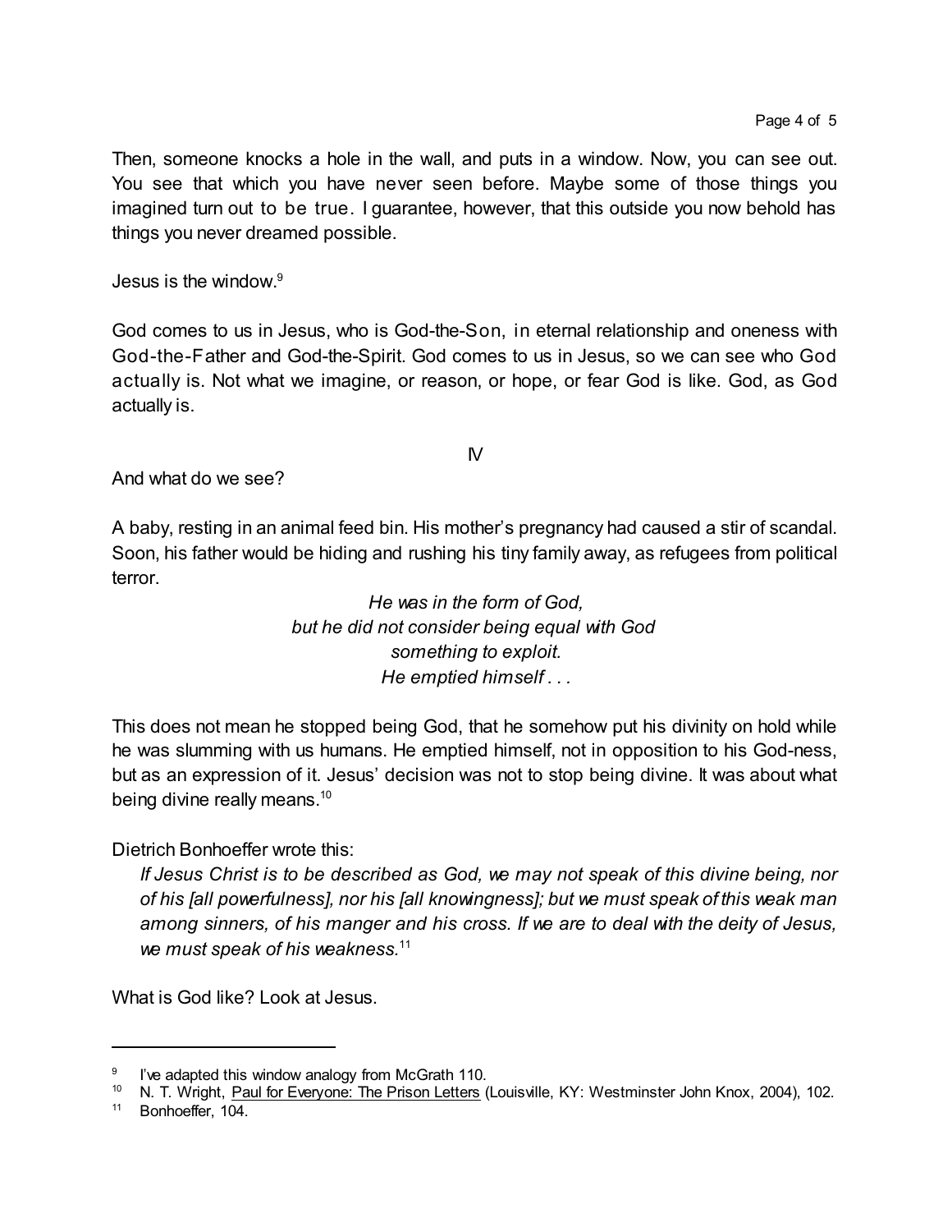Then, someone knocks a hole in the wall, and puts in a window. Now, you can see out. You see that which you have never seen before. Maybe some of those things you imagined turn out to be true. I guarantee, however, that this outside you now behold has things you never dreamed possible.

Jesus is the window.[9]

God comes to us in Jesus, who is God-the-Son, in eternal relationship and oneness with God-the-Father and God-the-Spirit. God comes to us in Jesus, so we can see who God actually is. Not what we imagine, or reason, or hope, or fear God is like. God, as God actually is.

IV

And what do we see?

A baby, resting in an animal feed bin. His mother's pregnancy had caused a stir of scandal. Soon, his father would be hiding and rushing his tiny family away, as refugees from political terror.

*He was in the form of God,*
*but he did not consider being equal with God*
*something to exploit.*
*He emptied himself . . .*

This does not mean he stopped being God, that he somehow put his divinity on hold while he was slumming with us humans. He emptied himself, not in opposition to his God-ness, but as an expression of it. Jesus' decision was not to stop being divine. It was about what being divine really means.[10]

Dietrich Bonhoeffer wrote this:

> *If Jesus Christ is to be described as God, we may not speak of this divine being, nor of his [all powerfulness], nor his [all knowingness]; but we must speak of this weak man among sinners, of his manger and his cross. If we are to deal with the deity of Jesus, we must speak of his weakness.*[11]

What is God like? Look at Jesus.

---

[9] I've adapted this window analogy from McGrath 110.

[10] N. T. Wright, Paul for Everyone: The Prison Letters (Louisville, KY: Westminster John Knox, 2004), 102.

[11] Bonhoeffer, 104.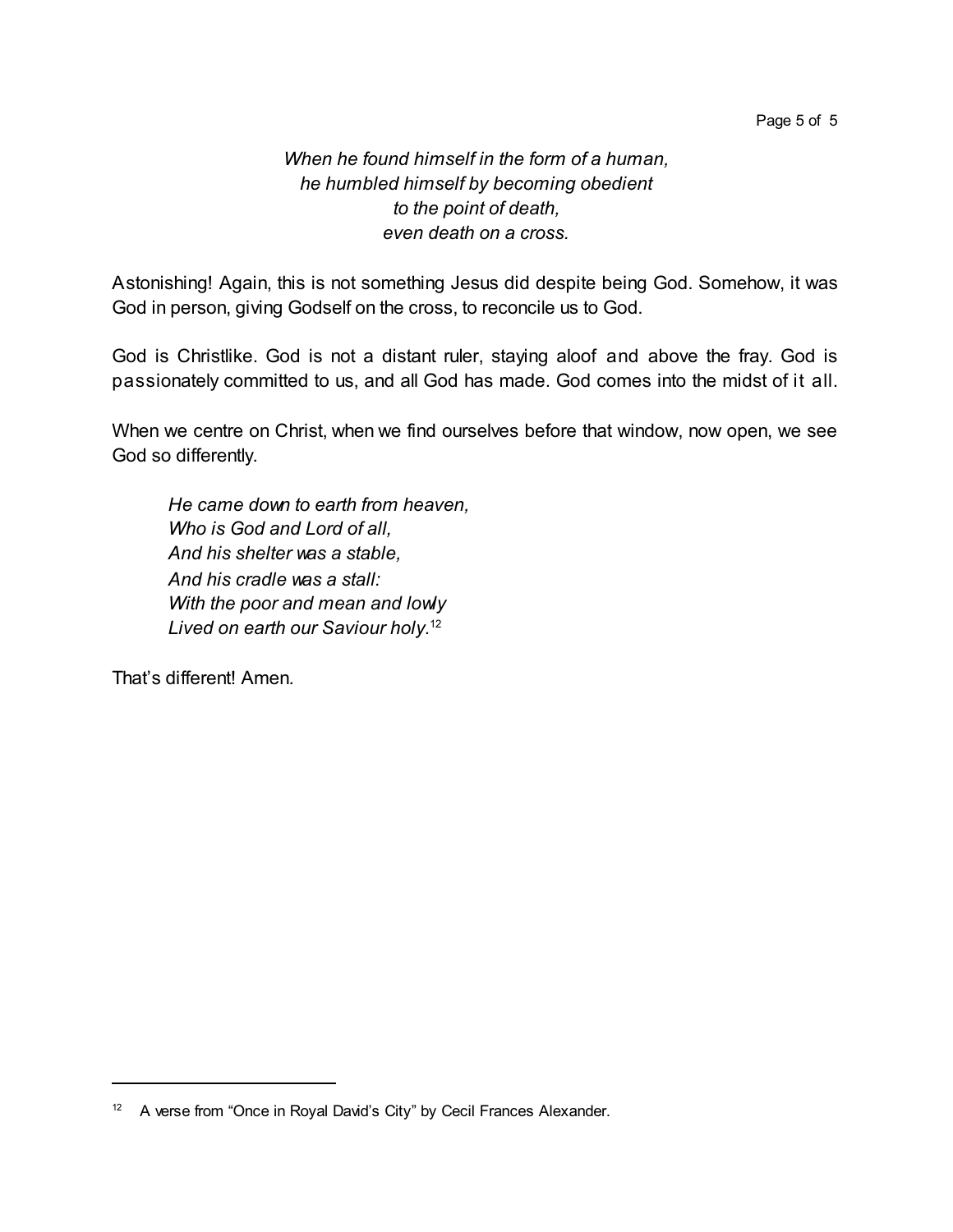*When he found himself in the form of a human,*
*he humbled himself by becoming obedient*
*to the point of death,*
*even death on a cross.*

Astonishing! Again, this is not something Jesus did despite being God. Somehow, it was God in person, giving Godself on the cross, to reconcile us to God.

God is Christlike. God is not a distant ruler, staying aloof and above the fray. God is passionately committed to us, and all God has made. God comes into the midst of it all.

When we centre on Christ, when we find ourselves before that window, now open, we see God so differently.

> *He came down to earth from heaven,*
> *Who is God and Lord of all,*
> *And his shelter was a stable,*
> *And his cradle was a stall:*
> *With the poor and mean and lowly*
> *Lived on earth our Saviour holy.*[12]

That's different! Amen.

---

[12] A verse from "Once in Royal David's City" by Cecil Frances Alexander.